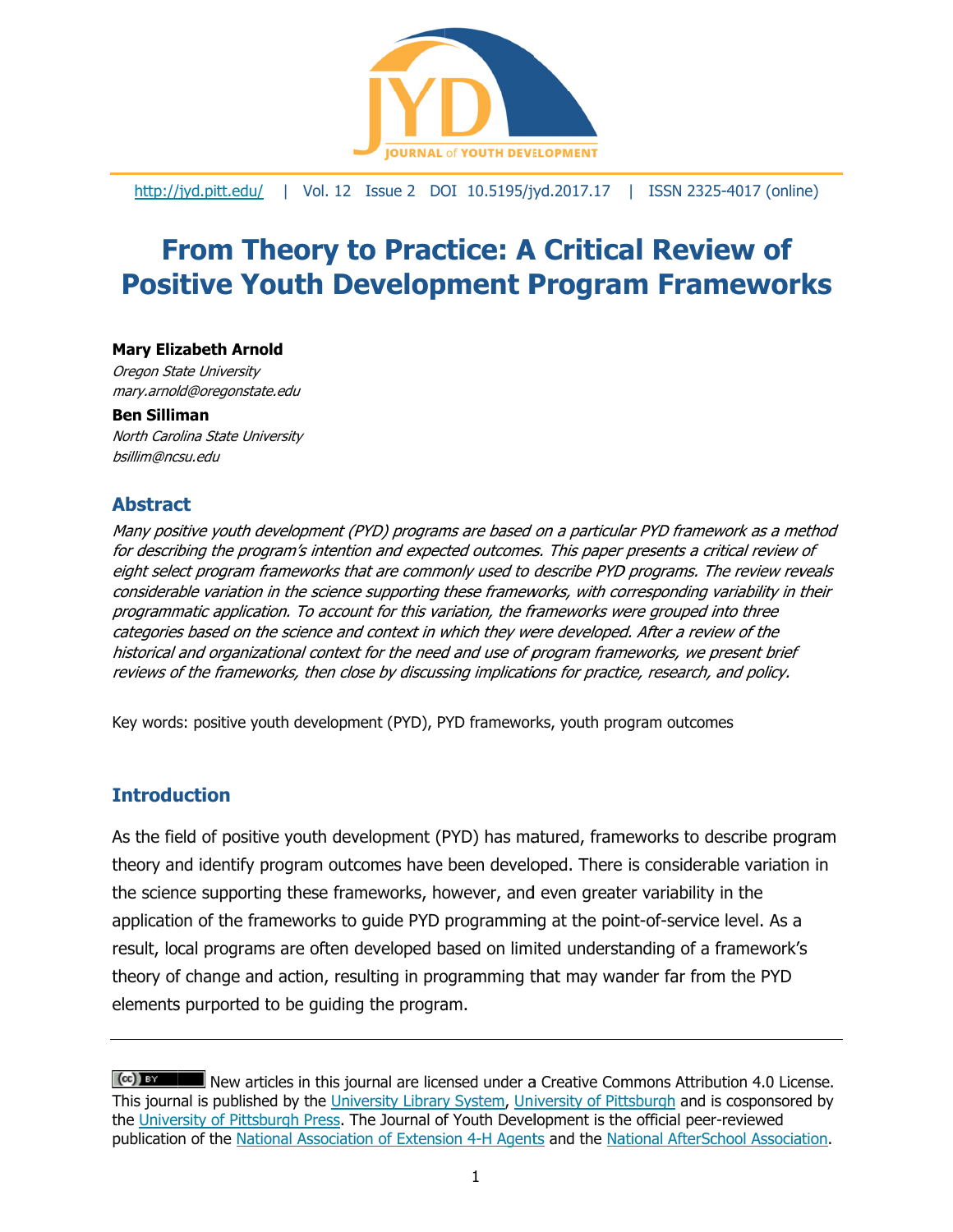http://jyd.pitt.edu/ | Vol. 12 Issue 2 DOI 10.5195/jyd.2017.17 | ISSN 2325-4017 (online)

# From Theory to Practice: A Critical Review of Positive Youth Development Program Frameworks

**Mary Elizabeth Arnold**
*Oregon State University*
*mary.arnold@oregonstate.edu*

**Ben Silliman**
*North Carolina State University*
*bsillim@ncsu.edu*

## Abstract

*Many positive youth development (PYD) programs are based on a particular PYD framework as a method for describing the program's intention and expected outcomes. This paper presents a critical review of eight select program frameworks that are commonly used to describe PYD programs. The review reveals considerable variation in the science supporting these frameworks, with corresponding variability in their programmatic application. To account for this variation, the frameworks were grouped into three categories based on the science and context in which they were developed. After a review of the historical and organizational context for the need and use of program frameworks, we present brief reviews of the frameworks, then close by discussing implications for practice, research, and policy.*

Key words: positive youth development (PYD), PYD frameworks, youth program outcomes

## Introduction

As the field of positive youth development (PYD) has matured, frameworks to describe program theory and identify program outcomes have been developed. There is considerable variation in the science supporting these frameworks, however, and even greater variability in the application of the frameworks to guide PYD programming at the point-of-service level. As a result, local programs are often developed based on limited understanding of a framework's theory of change and action, resulting in programming that may wander far from the PYD elements purported to be guiding the program.

---

New articles in this journal are licensed under a Creative Commons Attribution 4.0 License. This journal is published by the University Library System, University of Pittsburgh and is cosponsored by the University of Pittsburgh Press. The Journal of Youth Development is the official peer-reviewed publication of the National Association of Extension 4-H Agents and the National AfterSchool Association.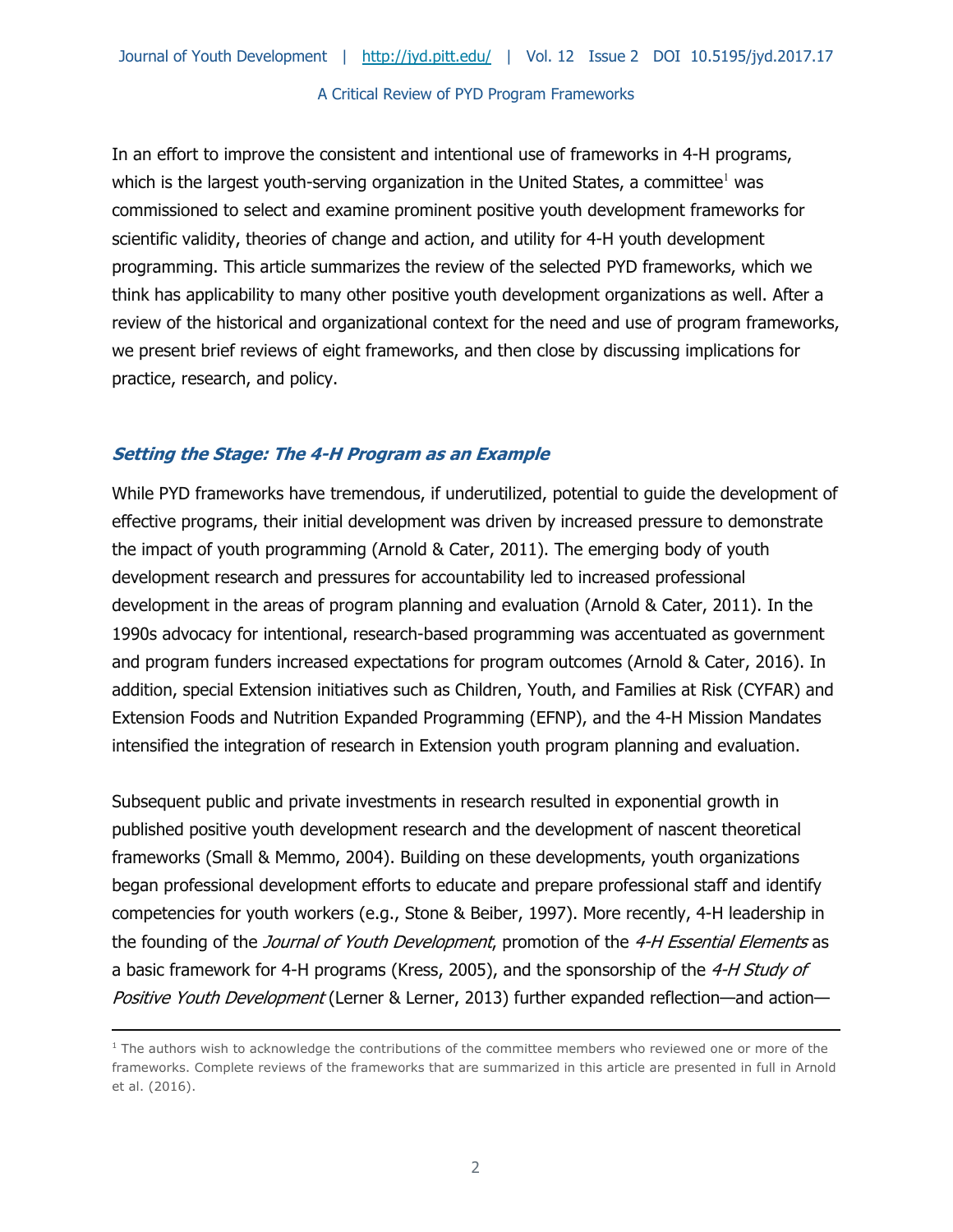In an effort to improve the consistent and intentional use of frameworks in 4-H programs, which is the largest youth-serving organization in the United States, a committee[1] was commissioned to select and examine prominent positive youth development frameworks for scientific validity, theories of change and action, and utility for 4-H youth development programming. This article summarizes the review of the selected PYD frameworks, which we think has applicability to many other positive youth development organizations as well. After a review of the historical and organizational context for the need and use of program frameworks, we present brief reviews of eight frameworks, and then close by discussing implications for practice, research, and policy.

### *Setting the Stage: The 4-H Program as an Example*

While PYD frameworks have tremendous, if underutilized, potential to guide the development of effective programs, their initial development was driven by increased pressure to demonstrate the impact of youth programming (Arnold & Cater, 2011). The emerging body of youth development research and pressures for accountability led to increased professional development in the areas of program planning and evaluation (Arnold & Cater, 2011). In the 1990s advocacy for intentional, research-based programming was accentuated as government and program funders increased expectations for program outcomes (Arnold & Cater, 2016). In addition, special Extension initiatives such as Children, Youth, and Families at Risk (CYFAR) and Extension Foods and Nutrition Expanded Programming (EFNP), and the 4-H Mission Mandates intensified the integration of research in Extension youth program planning and evaluation.

Subsequent public and private investments in research resulted in exponential growth in published positive youth development research and the development of nascent theoretical frameworks (Small & Memmo, 2004). Building on these developments, youth organizations began professional development efforts to educate and prepare professional staff and identify competencies for youth workers (e.g., Stone & Beiber, 1997). More recently, 4-H leadership in the founding of the *Journal of Youth Development*, promotion of the *4-H Essential Elements* as a basic framework for 4-H programs (Kress, 2005), and the sponsorship of the *4-H Study of Positive Youth Development* (Lerner & Lerner, 2013) further expanded reflection—and action—

---

[1] The authors wish to acknowledge the contributions of the committee members who reviewed one or more of the frameworks. Complete reviews of the frameworks that are summarized in this article are presented in full in Arnold et al. (2016).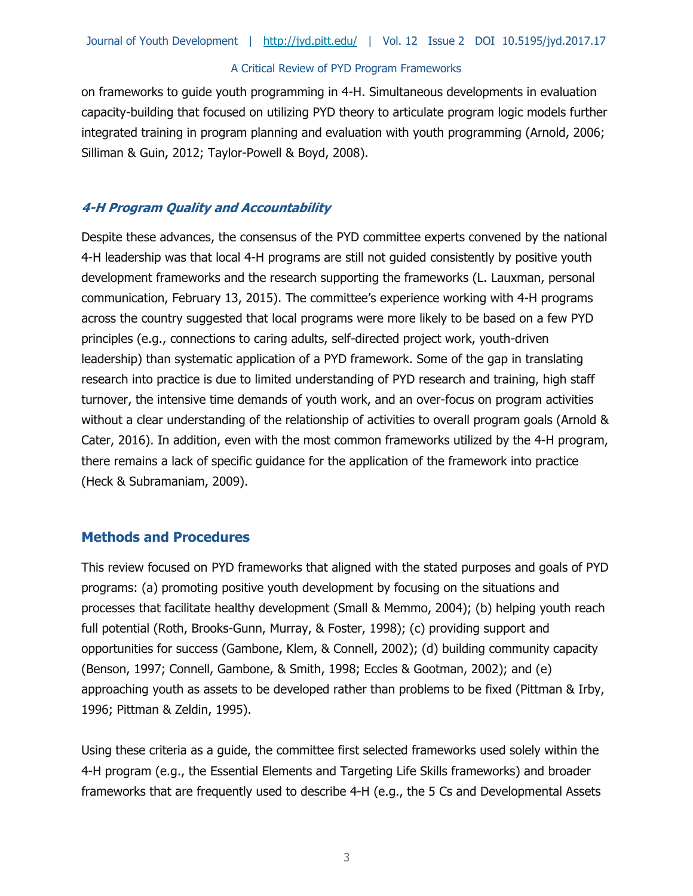on frameworks to guide youth programming in 4-H. Simultaneous developments in evaluation capacity-building that focused on utilizing PYD theory to articulate program logic models further integrated training in program planning and evaluation with youth programming (Arnold, 2006; Silliman & Guin, 2012; Taylor-Powell & Boyd, 2008).

### *4-H Program Quality and Accountability*

Despite these advances, the consensus of the PYD committee experts convened by the national 4-H leadership was that local 4-H programs are still not guided consistently by positive youth development frameworks and the research supporting the frameworks (L. Lauxman, personal communication, February 13, 2015). The committee's experience working with 4-H programs across the country suggested that local programs were more likely to be based on a few PYD principles (e.g., connections to caring adults, self-directed project work, youth-driven leadership) than systematic application of a PYD framework. Some of the gap in translating research into practice is due to limited understanding of PYD research and training, high staff turnover, the intensive time demands of youth work, and an over-focus on program activities without a clear understanding of the relationship of activities to overall program goals (Arnold & Cater, 2016). In addition, even with the most common frameworks utilized by the 4-H program, there remains a lack of specific guidance for the application of the framework into practice (Heck & Subramaniam, 2009).

## Methods and Procedures

This review focused on PYD frameworks that aligned with the stated purposes and goals of PYD programs: (a) promoting positive youth development by focusing on the situations and processes that facilitate healthy development (Small & Memmo, 2004); (b) helping youth reach full potential (Roth, Brooks-Gunn, Murray, & Foster, 1998); (c) providing support and opportunities for success (Gambone, Klem, & Connell, 2002); (d) building community capacity (Benson, 1997; Connell, Gambone, & Smith, 1998; Eccles & Gootman, 2002); and (e) approaching youth as assets to be developed rather than problems to be fixed (Pittman & Irby, 1996; Pittman & Zeldin, 1995).

Using these criteria as a guide, the committee first selected frameworks used solely within the 4-H program (e.g., the Essential Elements and Targeting Life Skills frameworks) and broader frameworks that are frequently used to describe 4-H (e.g., the 5 Cs and Developmental Assets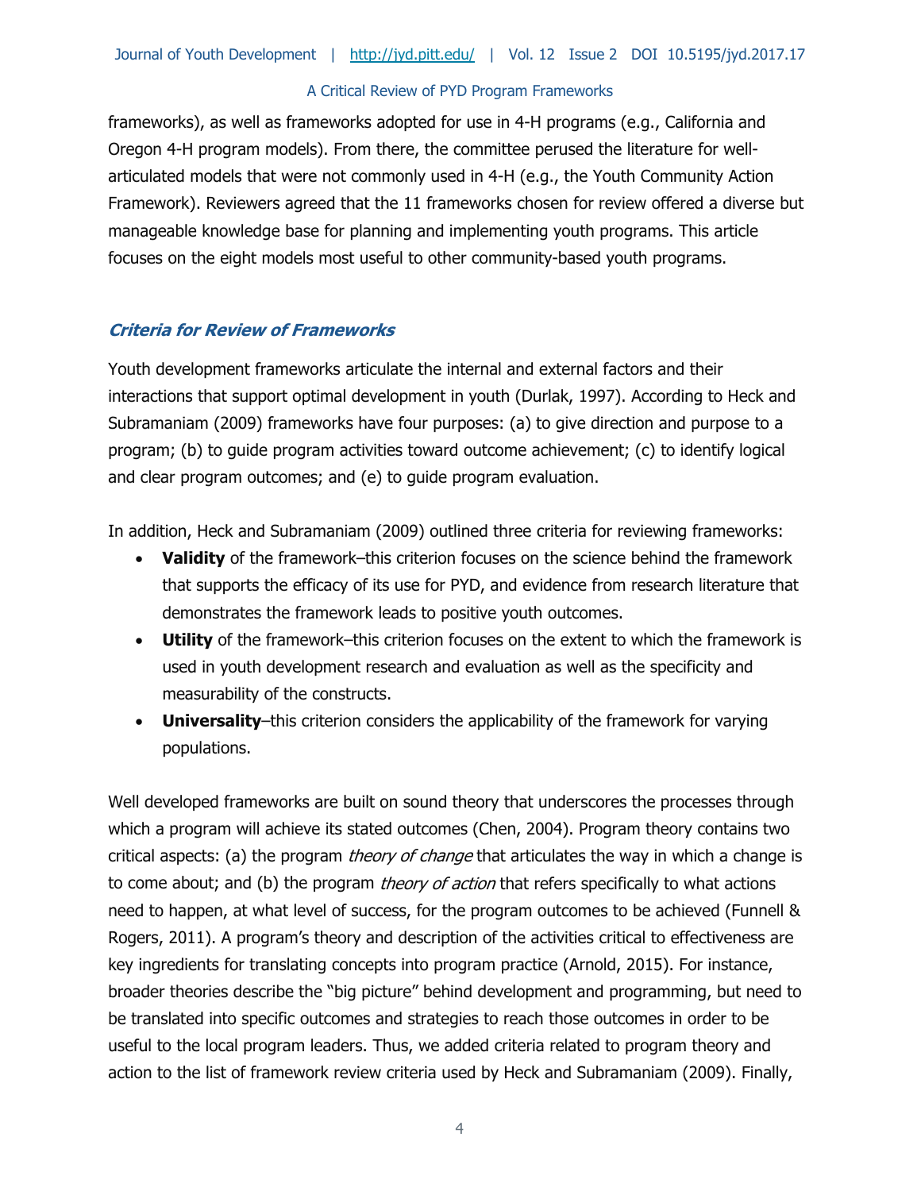frameworks), as well as frameworks adopted for use in 4-H programs (e.g., California and Oregon 4-H program models). From there, the committee perused the literature for well-articulated models that were not commonly used in 4-H (e.g., the Youth Community Action Framework). Reviewers agreed that the 11 frameworks chosen for review offered a diverse but manageable knowledge base for planning and implementing youth programs. This article focuses on the eight models most useful to other community-based youth programs.

### *Criteria for Review of Frameworks*

Youth development frameworks articulate the internal and external factors and their interactions that support optimal development in youth (Durlak, 1997). According to Heck and Subramaniam (2009) frameworks have four purposes: (a) to give direction and purpose to a program; (b) to guide program activities toward outcome achievement; (c) to identify logical and clear program outcomes; and (e) to guide program evaluation.

In addition, Heck and Subramaniam (2009) outlined three criteria for reviewing frameworks:

- **Validity** of the framework–this criterion focuses on the science behind the framework that supports the efficacy of its use for PYD, and evidence from research literature that demonstrates the framework leads to positive youth outcomes.
- **Utility** of the framework–this criterion focuses on the extent to which the framework is used in youth development research and evaluation as well as the specificity and measurability of the constructs.
- **Universality**–this criterion considers the applicability of the framework for varying populations.

Well developed frameworks are built on sound theory that underscores the processes through which a program will achieve its stated outcomes (Chen, 2004). Program theory contains two critical aspects: (a) the program *theory of change* that articulates the way in which a change is to come about; and (b) the program *theory of action* that refers specifically to what actions need to happen, at what level of success, for the program outcomes to be achieved (Funnell & Rogers, 2011). A program's theory and description of the activities critical to effectiveness are key ingredients for translating concepts into program practice (Arnold, 2015). For instance, broader theories describe the "big picture" behind development and programming, but need to be translated into specific outcomes and strategies to reach those outcomes in order to be useful to the local program leaders. Thus, we added criteria related to program theory and action to the list of framework review criteria used by Heck and Subramaniam (2009). Finally,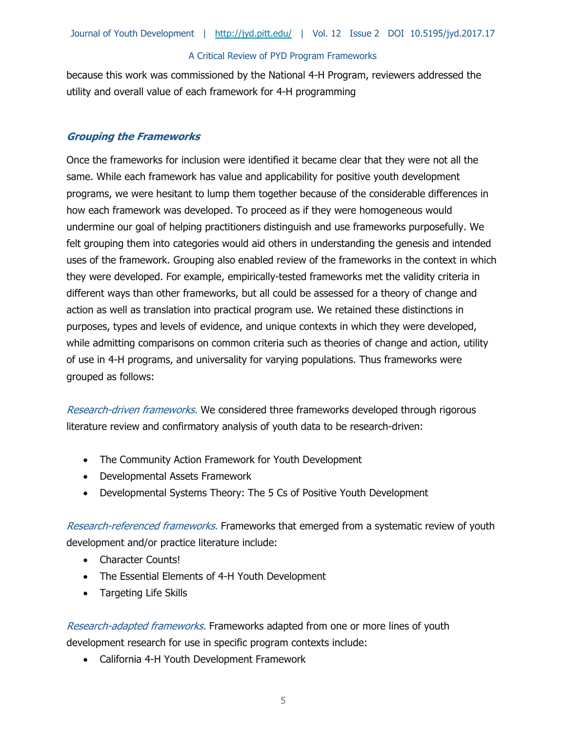because this work was commissioned by the National 4-H Program, reviewers addressed the utility and overall value of each framework for 4-H programming

### *Grouping the Frameworks*

Once the frameworks for inclusion were identified it became clear that they were not all the same. While each framework has value and applicability for positive youth development programs, we were hesitant to lump them together because of the considerable differences in how each framework was developed. To proceed as if they were homogeneous would undermine our goal of helping practitioners distinguish and use frameworks purposefully. We felt grouping them into categories would aid others in understanding the genesis and intended uses of the framework. Grouping also enabled review of the frameworks in the context in which they were developed. For example, empirically-tested frameworks met the validity criteria in different ways than other frameworks, but all could be assessed for a theory of change and action as well as translation into practical program use. We retained these distinctions in purposes, types and levels of evidence, and unique contexts in which they were developed, while admitting comparisons on common criteria such as theories of change and action, utility of use in 4-H programs, and universality for varying populations. Thus frameworks were grouped as follows:

*Research-driven frameworks.* We considered three frameworks developed through rigorous literature review and confirmatory analysis of youth data to be research-driven:

- The Community Action Framework for Youth Development
- Developmental Assets Framework
- Developmental Systems Theory: The 5 Cs of Positive Youth Development

*Research-referenced frameworks.* Frameworks that emerged from a systematic review of youth development and/or practice literature include:

- Character Counts!
- The Essential Elements of 4-H Youth Development
- Targeting Life Skills

*Research-adapted frameworks.* Frameworks adapted from one or more lines of youth development research for use in specific program contexts include:

- California 4-H Youth Development Framework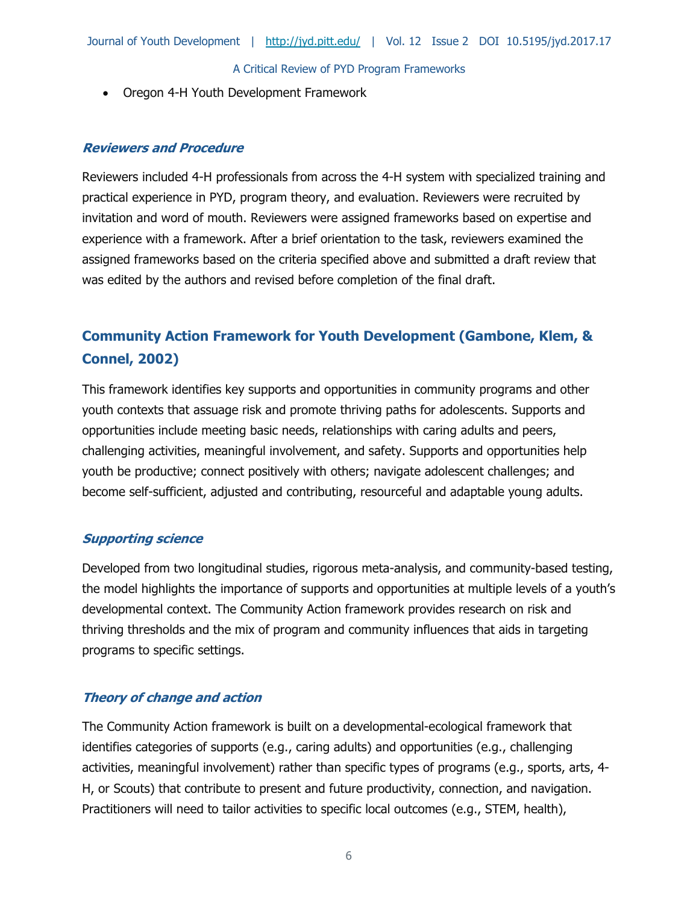- Oregon 4-H Youth Development Framework

### *Reviewers and Procedure*

Reviewers included 4-H professionals from across the 4-H system with specialized training and practical experience in PYD, program theory, and evaluation. Reviewers were recruited by invitation and word of mouth. Reviewers were assigned frameworks based on expertise and experience with a framework. After a brief orientation to the task, reviewers examined the assigned frameworks based on the criteria specified above and submitted a draft review that was edited by the authors and revised before completion of the final draft.

## Community Action Framework for Youth Development (Gambone, Klem, & Connel, 2002)

This framework identifies key supports and opportunities in community programs and other youth contexts that assuage risk and promote thriving paths for adolescents. Supports and opportunities include meeting basic needs, relationships with caring adults and peers, challenging activities, meaningful involvement, and safety. Supports and opportunities help youth be productive; connect positively with others; navigate adolescent challenges; and become self-sufficient, adjusted and contributing, resourceful and adaptable young adults.

### *Supporting science*

Developed from two longitudinal studies, rigorous meta-analysis, and community-based testing, the model highlights the importance of supports and opportunities at multiple levels of a youth's developmental context. The Community Action framework provides research on risk and thriving thresholds and the mix of program and community influences that aids in targeting programs to specific settings.

### *Theory of change and action*

The Community Action framework is built on a developmental-ecological framework that identifies categories of supports (e.g., caring adults) and opportunities (e.g., challenging activities, meaningful involvement) rather than specific types of programs (e.g., sports, arts, 4-H, or Scouts) that contribute to present and future productivity, connection, and navigation. Practitioners will need to tailor activities to specific local outcomes (e.g., STEM, health),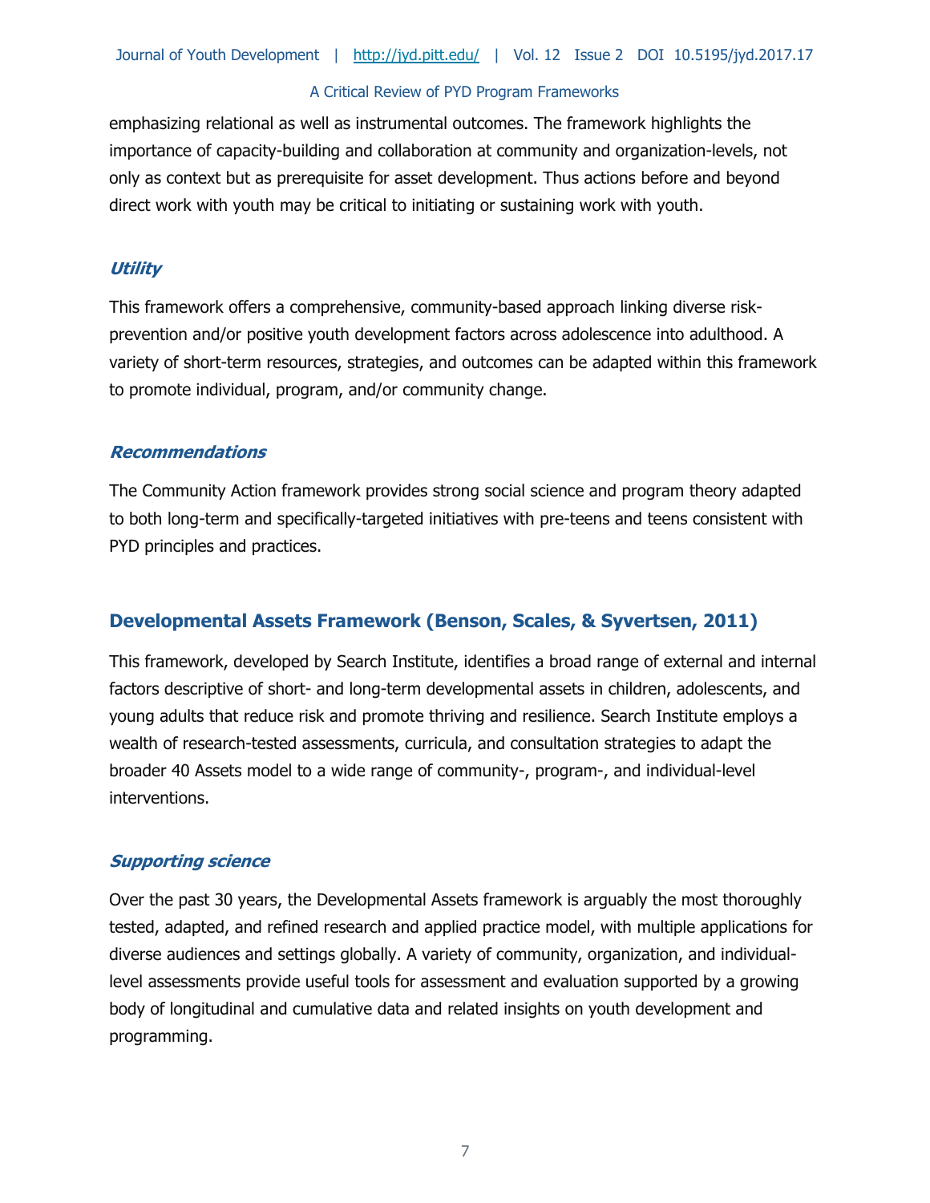emphasizing relational as well as instrumental outcomes. The framework highlights the importance of capacity-building and collaboration at community and organization-levels, not only as context but as prerequisite for asset development. Thus actions before and beyond direct work with youth may be critical to initiating or sustaining work with youth.

### *Utility*

This framework offers a comprehensive, community-based approach linking diverse risk-prevention and/or positive youth development factors across adolescence into adulthood. A variety of short-term resources, strategies, and outcomes can be adapted within this framework to promote individual, program, and/or community change.

### *Recommendations*

The Community Action framework provides strong social science and program theory adapted to both long-term and specifically-targeted initiatives with pre-teens and teens consistent with PYD principles and practices.

## Developmental Assets Framework (Benson, Scales, & Syvertsen, 2011)

This framework, developed by Search Institute, identifies a broad range of external and internal factors descriptive of short- and long-term developmental assets in children, adolescents, and young adults that reduce risk and promote thriving and resilience. Search Institute employs a wealth of research-tested assessments, curricula, and consultation strategies to adapt the broader 40 Assets model to a wide range of community-, program-, and individual-level interventions.

### *Supporting science*

Over the past 30 years, the Developmental Assets framework is arguably the most thoroughly tested, adapted, and refined research and applied practice model, with multiple applications for diverse audiences and settings globally. A variety of community, organization, and individual-level assessments provide useful tools for assessment and evaluation supported by a growing body of longitudinal and cumulative data and related insights on youth development and programming.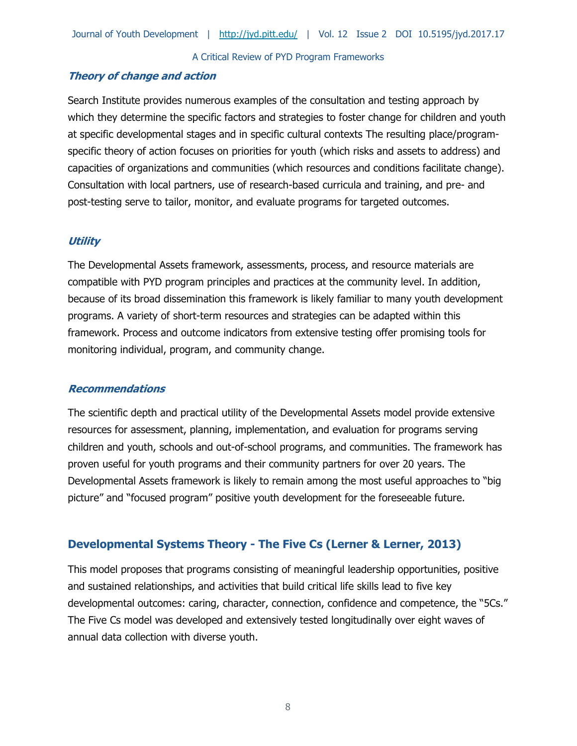### *Theory of change and action*

Search Institute provides numerous examples of the consultation and testing approach by which they determine the specific factors and strategies to foster change for children and youth at specific developmental stages and in specific cultural contexts The resulting place/program-specific theory of action focuses on priorities for youth (which risks and assets to address) and capacities of organizations and communities (which resources and conditions facilitate change). Consultation with local partners, use of research-based curricula and training, and pre- and post-testing serve to tailor, monitor, and evaluate programs for targeted outcomes.

### *Utility*

The Developmental Assets framework, assessments, process, and resource materials are compatible with PYD program principles and practices at the community level. In addition, because of its broad dissemination this framework is likely familiar to many youth development programs. A variety of short-term resources and strategies can be adapted within this framework. Process and outcome indicators from extensive testing offer promising tools for monitoring individual, program, and community change.

### *Recommendations*

The scientific depth and practical utility of the Developmental Assets model provide extensive resources for assessment, planning, implementation, and evaluation for programs serving children and youth, schools and out-of-school programs, and communities. The framework has proven useful for youth programs and their community partners for over 20 years. The Developmental Assets framework is likely to remain among the most useful approaches to "big picture" and "focused program" positive youth development for the foreseeable future.

## Developmental Systems Theory - The Five Cs (Lerner & Lerner, 2013)

This model proposes that programs consisting of meaningful leadership opportunities, positive and sustained relationships, and activities that build critical life skills lead to five key developmental outcomes: caring, character, connection, confidence and competence, the "5Cs." The Five Cs model was developed and extensively tested longitudinally over eight waves of annual data collection with diverse youth.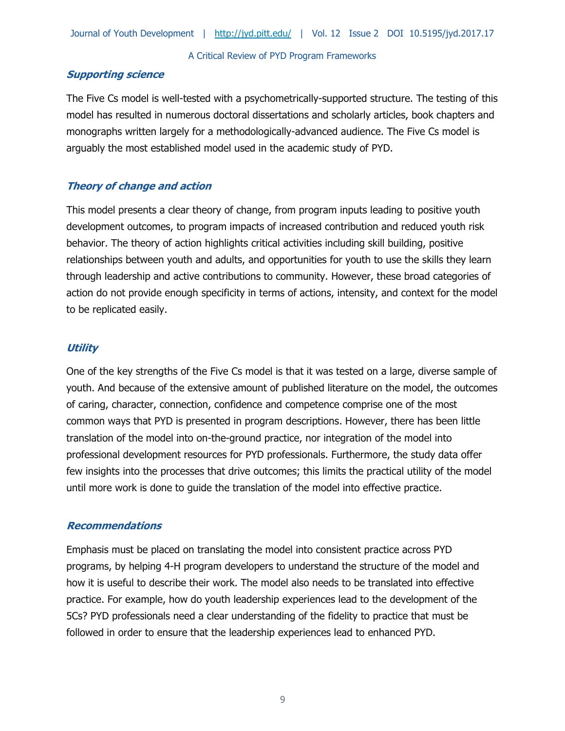### *Supporting science*

The Five Cs model is well-tested with a psychometrically-supported structure. The testing of this model has resulted in numerous doctoral dissertations and scholarly articles, book chapters and monographs written largely for a methodologically-advanced audience. The Five Cs model is arguably the most established model used in the academic study of PYD.

### *Theory of change and action*

This model presents a clear theory of change, from program inputs leading to positive youth development outcomes, to program impacts of increased contribution and reduced youth risk behavior. The theory of action highlights critical activities including skill building, positive relationships between youth and adults, and opportunities for youth to use the skills they learn through leadership and active contributions to community. However, these broad categories of action do not provide enough specificity in terms of actions, intensity, and context for the model to be replicated easily.

### *Utility*

One of the key strengths of the Five Cs model is that it was tested on a large, diverse sample of youth. And because of the extensive amount of published literature on the model, the outcomes of caring, character, connection, confidence and competence comprise one of the most common ways that PYD is presented in program descriptions. However, there has been little translation of the model into on-the-ground practice, nor integration of the model into professional development resources for PYD professionals. Furthermore, the study data offer few insights into the processes that drive outcomes; this limits the practical utility of the model until more work is done to guide the translation of the model into effective practice.

### *Recommendations*

Emphasis must be placed on translating the model into consistent practice across PYD programs, by helping 4-H program developers to understand the structure of the model and how it is useful to describe their work. The model also needs to be translated into effective practice. For example, how do youth leadership experiences lead to the development of the 5Cs? PYD professionals need a clear understanding of the fidelity to practice that must be followed in order to ensure that the leadership experiences lead to enhanced PYD.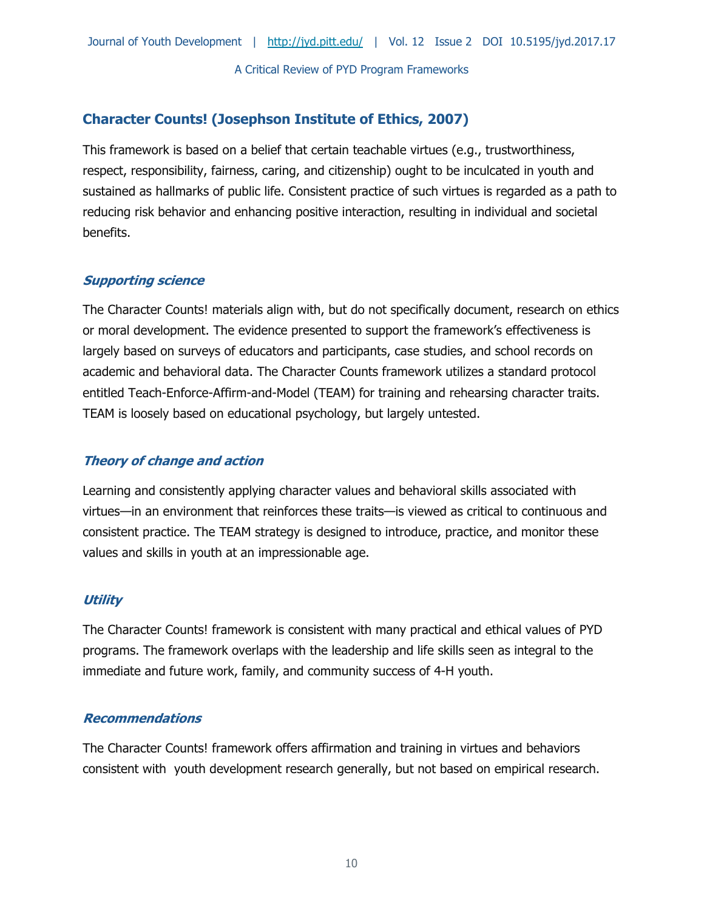## Character Counts! (Josephson Institute of Ethics, 2007)

This framework is based on a belief that certain teachable virtues (e.g., trustworthiness, respect, responsibility, fairness, caring, and citizenship) ought to be inculcated in youth and sustained as hallmarks of public life. Consistent practice of such virtues is regarded as a path to reducing risk behavior and enhancing positive interaction, resulting in individual and societal benefits.

### *Supporting science*

The Character Counts! materials align with, but do not specifically document, research on ethics or moral development. The evidence presented to support the framework's effectiveness is largely based on surveys of educators and participants, case studies, and school records on academic and behavioral data. The Character Counts framework utilizes a standard protocol entitled Teach-Enforce-Affirm-and-Model (TEAM) for training and rehearsing character traits. TEAM is loosely based on educational psychology, but largely untested.

### *Theory of change and action*

Learning and consistently applying character values and behavioral skills associated with virtues—in an environment that reinforces these traits—is viewed as critical to continuous and consistent practice. The TEAM strategy is designed to introduce, practice, and monitor these values and skills in youth at an impressionable age.

### *Utility*

The Character Counts! framework is consistent with many practical and ethical values of PYD programs. The framework overlaps with the leadership and life skills seen as integral to the immediate and future work, family, and community success of 4-H youth.

### *Recommendations*

The Character Counts! framework offers affirmation and training in virtues and behaviors consistent with youth development research generally, but not based on empirical research.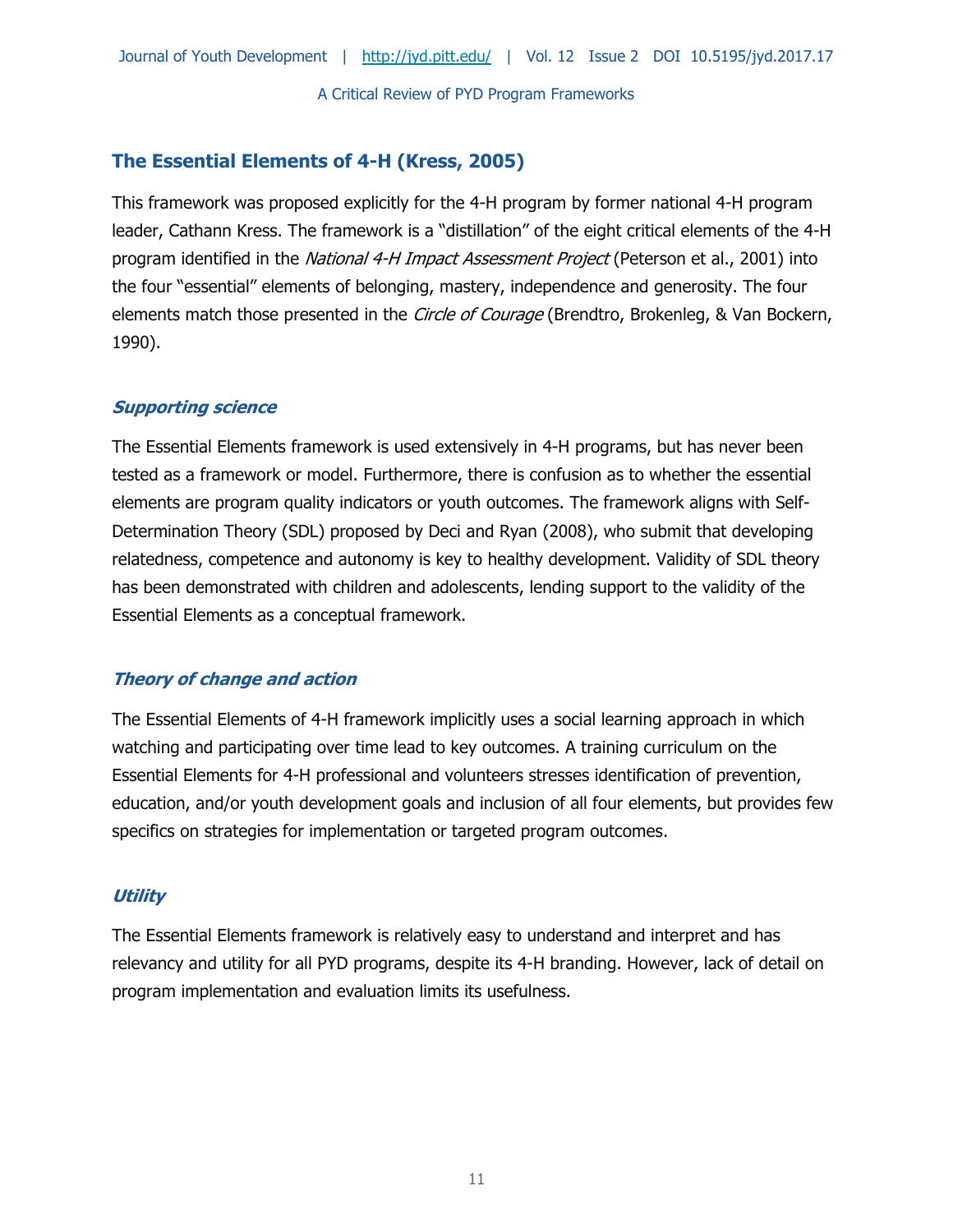## The Essential Elements of 4-H (Kress, 2005)

This framework was proposed explicitly for the 4-H program by former national 4-H program leader, Cathann Kress. The framework is a "distillation" of the eight critical elements of the 4-H program identified in the *National 4-H Impact Assessment Project* (Peterson et al., 2001) into the four "essential" elements of belonging, mastery, independence and generosity. The four elements match those presented in the *Circle of Courage* (Brendtro, Brokenleg, & Van Bockern, 1990).

### *Supporting science*

The Essential Elements framework is used extensively in 4-H programs, but has never been tested as a framework or model. Furthermore, there is confusion as to whether the essential elements are program quality indicators or youth outcomes. The framework aligns with Self-Determination Theory (SDL) proposed by Deci and Ryan (2008), who submit that developing relatedness, competence and autonomy is key to healthy development. Validity of SDL theory has been demonstrated with children and adolescents, lending support to the validity of the Essential Elements as a conceptual framework.

### *Theory of change and action*

The Essential Elements of 4-H framework implicitly uses a social learning approach in which watching and participating over time lead to key outcomes. A training curriculum on the Essential Elements for 4-H professional and volunteers stresses identification of prevention, education, and/or youth development goals and inclusion of all four elements, but provides few specifics on strategies for implementation or targeted program outcomes.

### *Utility*

The Essential Elements framework is relatively easy to understand and interpret and has relevancy and utility for all PYD programs, despite its 4-H branding. However, lack of detail on program implementation and evaluation limits its usefulness.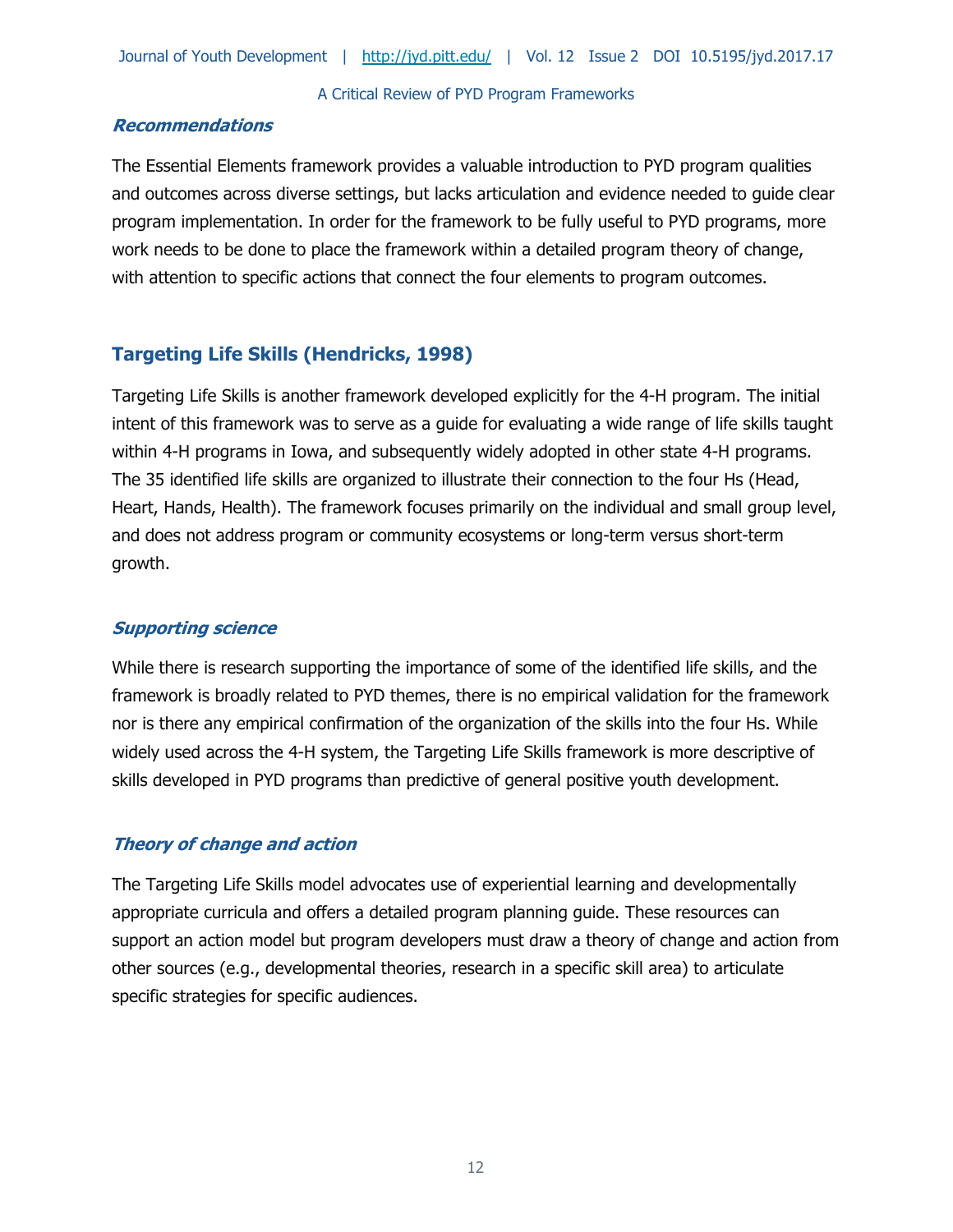### *Recommendations*

The Essential Elements framework provides a valuable introduction to PYD program qualities and outcomes across diverse settings, but lacks articulation and evidence needed to guide clear program implementation. In order for the framework to be fully useful to PYD programs, more work needs to be done to place the framework within a detailed program theory of change, with attention to specific actions that connect the four elements to program outcomes.

## Targeting Life Skills (Hendricks, 1998)

Targeting Life Skills is another framework developed explicitly for the 4-H program. The initial intent of this framework was to serve as a guide for evaluating a wide range of life skills taught within 4-H programs in Iowa, and subsequently widely adopted in other state 4-H programs. The 35 identified life skills are organized to illustrate their connection to the four Hs (Head, Heart, Hands, Health). The framework focuses primarily on the individual and small group level, and does not address program or community ecosystems or long-term versus short-term growth.

### *Supporting science*

While there is research supporting the importance of some of the identified life skills, and the framework is broadly related to PYD themes, there is no empirical validation for the framework nor is there any empirical confirmation of the organization of the skills into the four Hs. While widely used across the 4-H system, the Targeting Life Skills framework is more descriptive of skills developed in PYD programs than predictive of general positive youth development.

### *Theory of change and action*

The Targeting Life Skills model advocates use of experiential learning and developmentally appropriate curricula and offers a detailed program planning guide. These resources can support an action model but program developers must draw a theory of change and action from other sources (e.g., developmental theories, research in a specific skill area) to articulate specific strategies for specific audiences.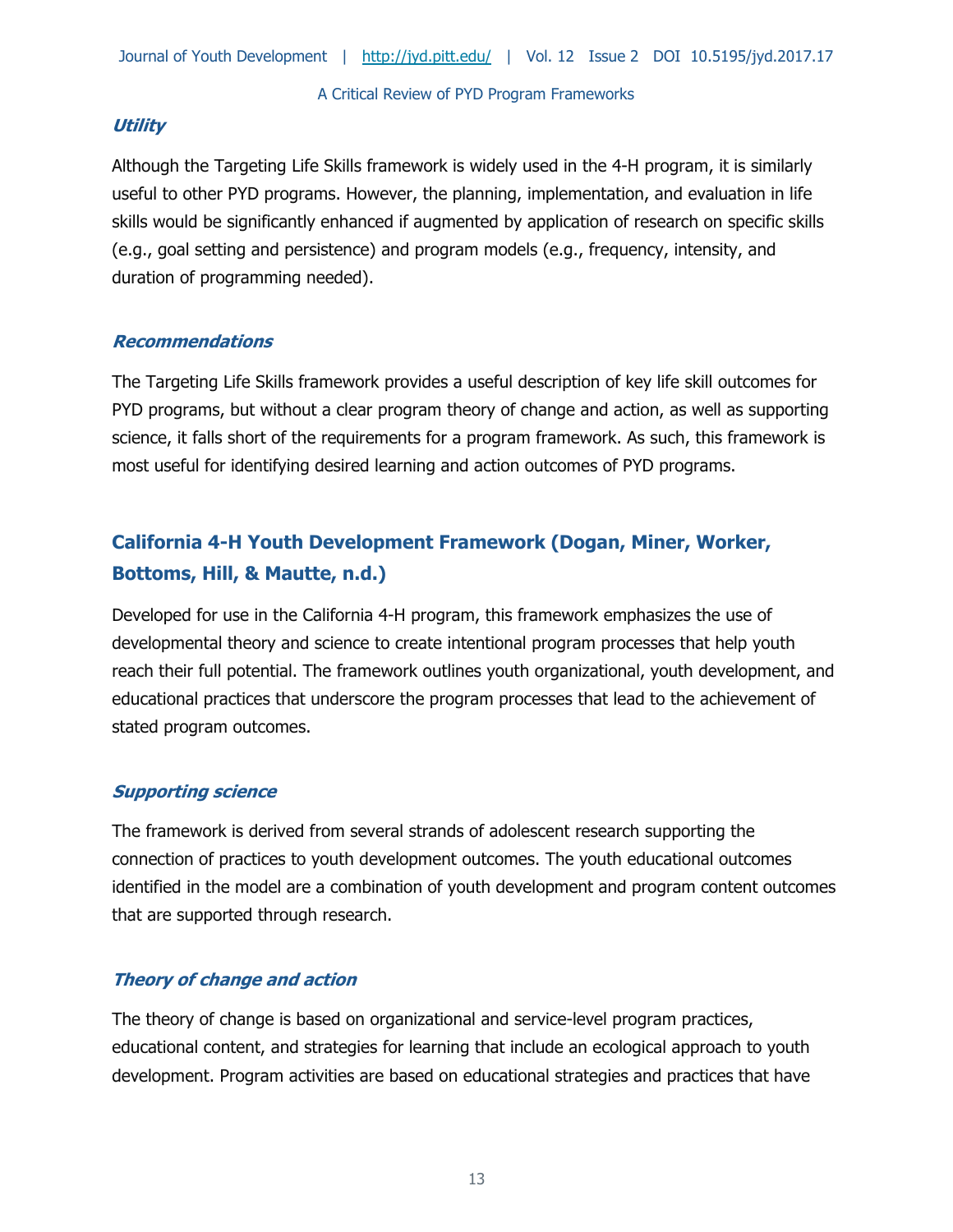#### *Utility*

Although the Targeting Life Skills framework is widely used in the 4-H program, it is similarly useful to other PYD programs. However, the planning, implementation, and evaluation in life skills would be significantly enhanced if augmented by application of research on specific skills (e.g., goal setting and persistence) and program models (e.g., frequency, intensity, and duration of programming needed).

#### *Recommendations*

The Targeting Life Skills framework provides a useful description of key life skill outcomes for PYD programs, but without a clear program theory of change and action, as well as supporting science, it falls short of the requirements for a program framework. As such, this framework is most useful for identifying desired learning and action outcomes of PYD programs.

### California 4-H Youth Development Framework (Dogan, Miner, Worker, Bottoms, Hill, & Mautte, n.d.)

Developed for use in the California 4-H program, this framework emphasizes the use of developmental theory and science to create intentional program processes that help youth reach their full potential. The framework outlines youth organizational, youth development, and educational practices that underscore the program processes that lead to the achievement of stated program outcomes.

#### *Supporting science*

The framework is derived from several strands of adolescent research supporting the connection of practices to youth development outcomes. The youth educational outcomes identified in the model are a combination of youth development and program content outcomes that are supported through research.

#### *Theory of change and action*

The theory of change is based on organizational and service-level program practices, educational content, and strategies for learning that include an ecological approach to youth development. Program activities are based on educational strategies and practices that have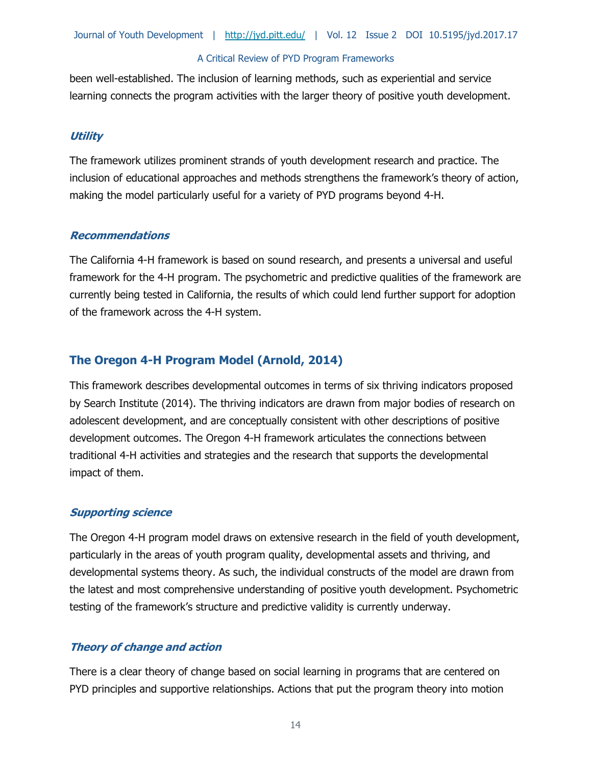been well-established. The inclusion of learning methods, such as experiential and service learning connects the program activities with the larger theory of positive youth development.

### *Utility*

The framework utilizes prominent strands of youth development research and practice. The inclusion of educational approaches and methods strengthens the framework's theory of action, making the model particularly useful for a variety of PYD programs beyond 4-H.

### *Recommendations*

The California 4-H framework is based on sound research, and presents a universal and useful framework for the 4-H program. The psychometric and predictive qualities of the framework are currently being tested in California, the results of which could lend further support for adoption of the framework across the 4-H system.

## The Oregon 4-H Program Model (Arnold, 2014)

This framework describes developmental outcomes in terms of six thriving indicators proposed by Search Institute (2014). The thriving indicators are drawn from major bodies of research on adolescent development, and are conceptually consistent with other descriptions of positive development outcomes. The Oregon 4-H framework articulates the connections between traditional 4-H activities and strategies and the research that supports the developmental impact of them.

### *Supporting science*

The Oregon 4-H program model draws on extensive research in the field of youth development, particularly in the areas of youth program quality, developmental assets and thriving, and developmental systems theory. As such, the individual constructs of the model are drawn from the latest and most comprehensive understanding of positive youth development. Psychometric testing of the framework's structure and predictive validity is currently underway.

### *Theory of change and action*

There is a clear theory of change based on social learning in programs that are centered on PYD principles and supportive relationships. Actions that put the program theory into motion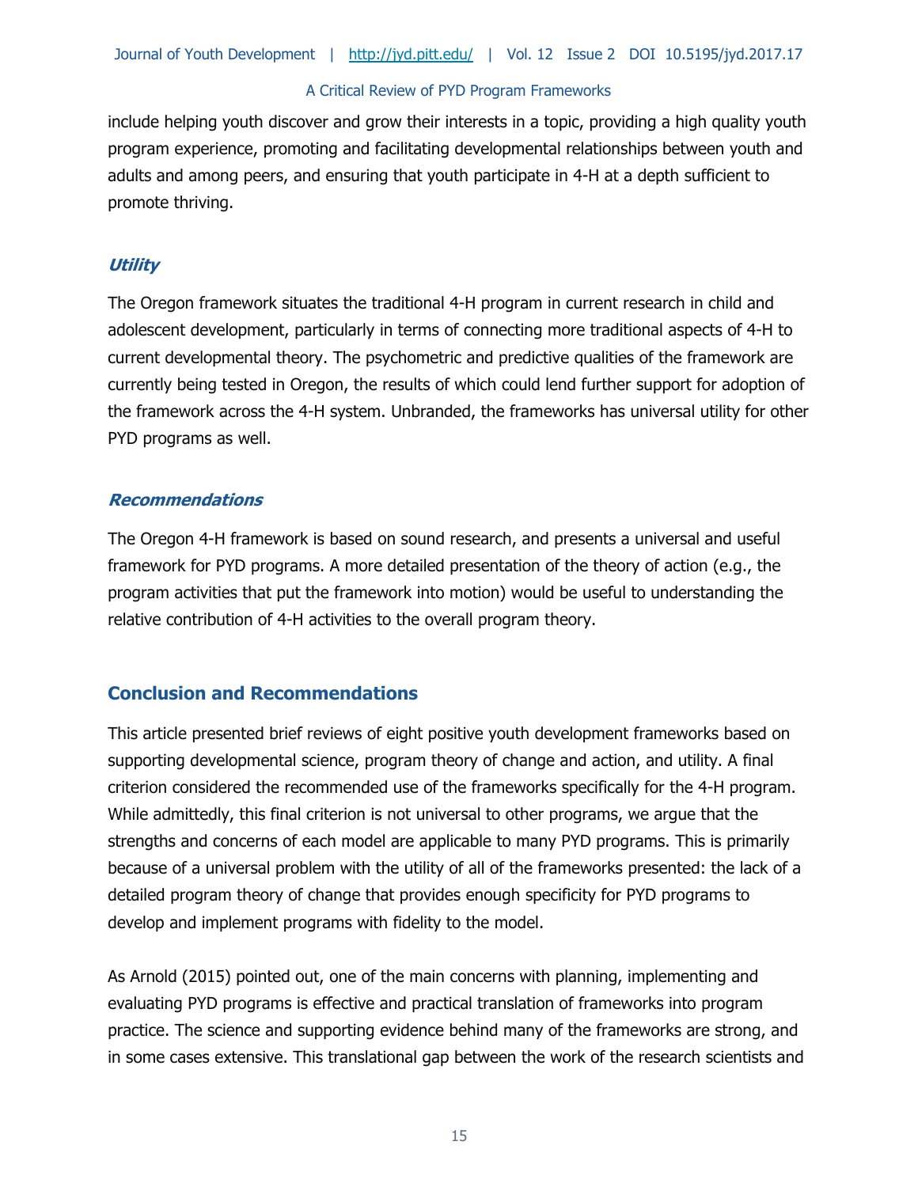include helping youth discover and grow their interests in a topic, providing a high quality youth program experience, promoting and facilitating developmental relationships between youth and adults and among peers, and ensuring that youth participate in 4-H at a depth sufficient to promote thriving.

### *Utility*

The Oregon framework situates the traditional 4-H program in current research in child and adolescent development, particularly in terms of connecting more traditional aspects of 4-H to current developmental theory. The psychometric and predictive qualities of the framework are currently being tested in Oregon, the results of which could lend further support for adoption of the framework across the 4-H system. Unbranded, the frameworks has universal utility for other PYD programs as well.

### *Recommendations*

The Oregon 4-H framework is based on sound research, and presents a universal and useful framework for PYD programs. A more detailed presentation of the theory of action (e.g., the program activities that put the framework into motion) would be useful to understanding the relative contribution of 4-H activities to the overall program theory.

## Conclusion and Recommendations

This article presented brief reviews of eight positive youth development frameworks based on supporting developmental science, program theory of change and action, and utility. A final criterion considered the recommended use of the frameworks specifically for the 4-H program. While admittedly, this final criterion is not universal to other programs, we argue that the strengths and concerns of each model are applicable to many PYD programs. This is primarily because of a universal problem with the utility of all of the frameworks presented: the lack of a detailed program theory of change that provides enough specificity for PYD programs to develop and implement programs with fidelity to the model.

As Arnold (2015) pointed out, one of the main concerns with planning, implementing and evaluating PYD programs is effective and practical translation of frameworks into program practice. The science and supporting evidence behind many of the frameworks are strong, and in some cases extensive. This translational gap between the work of the research scientists and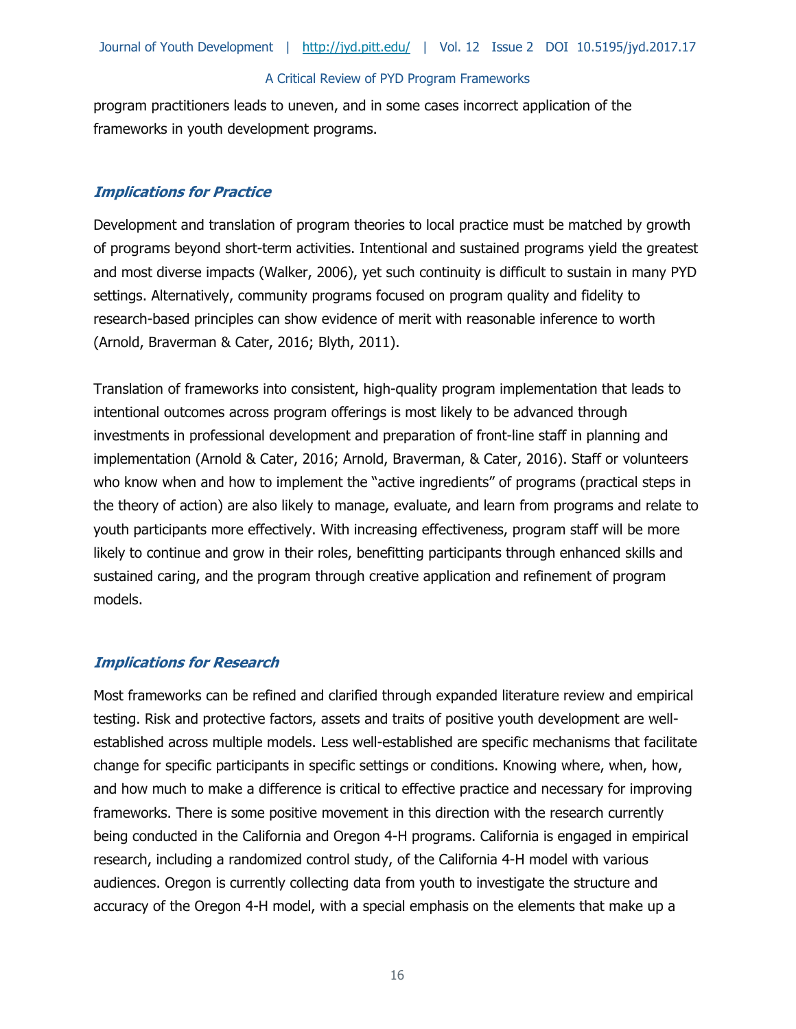program practitioners leads to uneven, and in some cases incorrect application of the frameworks in youth development programs.

### *Implications for Practice*

Development and translation of program theories to local practice must be matched by growth of programs beyond short-term activities. Intentional and sustained programs yield the greatest and most diverse impacts (Walker, 2006), yet such continuity is difficult to sustain in many PYD settings. Alternatively, community programs focused on program quality and fidelity to research-based principles can show evidence of merit with reasonable inference to worth (Arnold, Braverman & Cater, 2016; Blyth, 2011).

Translation of frameworks into consistent, high-quality program implementation that leads to intentional outcomes across program offerings is most likely to be advanced through investments in professional development and preparation of front-line staff in planning and implementation (Arnold & Cater, 2016; Arnold, Braverman, & Cater, 2016). Staff or volunteers who know when and how to implement the "active ingredients" of programs (practical steps in the theory of action) are also likely to manage, evaluate, and learn from programs and relate to youth participants more effectively. With increasing effectiveness, program staff will be more likely to continue and grow in their roles, benefitting participants through enhanced skills and sustained caring, and the program through creative application and refinement of program models.

### *Implications for Research*

Most frameworks can be refined and clarified through expanded literature review and empirical testing. Risk and protective factors, assets and traits of positive youth development are well-established across multiple models. Less well-established are specific mechanisms that facilitate change for specific participants in specific settings or conditions. Knowing where, when, how, and how much to make a difference is critical to effective practice and necessary for improving frameworks. There is some positive movement in this direction with the research currently being conducted in the California and Oregon 4-H programs. California is engaged in empirical research, including a randomized control study, of the California 4-H model with various audiences. Oregon is currently collecting data from youth to investigate the structure and accuracy of the Oregon 4-H model, with a special emphasis on the elements that make up a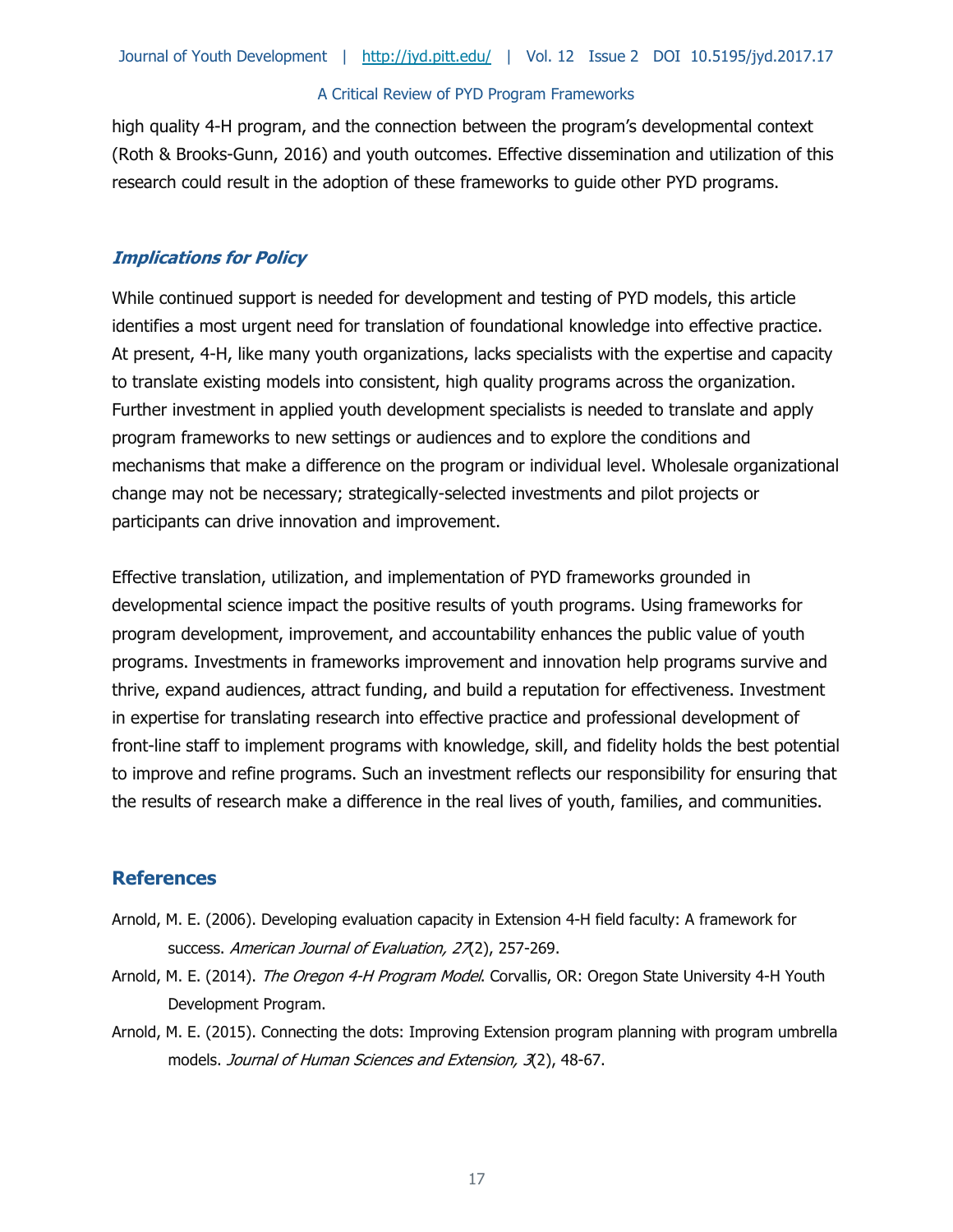high quality 4-H program, and the connection between the program's developmental context (Roth & Brooks-Gunn, 2016) and youth outcomes. Effective dissemination and utilization of this research could result in the adoption of these frameworks to guide other PYD programs.

### *Implications for Policy*

While continued support is needed for development and testing of PYD models, this article identifies a most urgent need for translation of foundational knowledge into effective practice. At present, 4-H, like many youth organizations, lacks specialists with the expertise and capacity to translate existing models into consistent, high quality programs across the organization. Further investment in applied youth development specialists is needed to translate and apply program frameworks to new settings or audiences and to explore the conditions and mechanisms that make a difference on the program or individual level. Wholesale organizational change may not be necessary; strategically-selected investments and pilot projects or participants can drive innovation and improvement.

Effective translation, utilization, and implementation of PYD frameworks grounded in developmental science impact the positive results of youth programs. Using frameworks for program development, improvement, and accountability enhances the public value of youth programs. Investments in frameworks improvement and innovation help programs survive and thrive, expand audiences, attract funding, and build a reputation for effectiveness. Investment in expertise for translating research into effective practice and professional development of front-line staff to implement programs with knowledge, skill, and fidelity holds the best potential to improve and refine programs. Such an investment reflects our responsibility for ensuring that the results of research make a difference in the real lives of youth, families, and communities.

## References

Arnold, M. E. (2006). Developing evaluation capacity in Extension 4-H field faculty: A framework for success. *American Journal of Evaluation, 27*(2), 257-269.

Arnold, M. E. (2014). *The Oregon 4-H Program Model*. Corvallis, OR: Oregon State University 4-H Youth Development Program.

Arnold, M. E. (2015). Connecting the dots: Improving Extension program planning with program umbrella models. *Journal of Human Sciences and Extension, 3*(2), 48-67.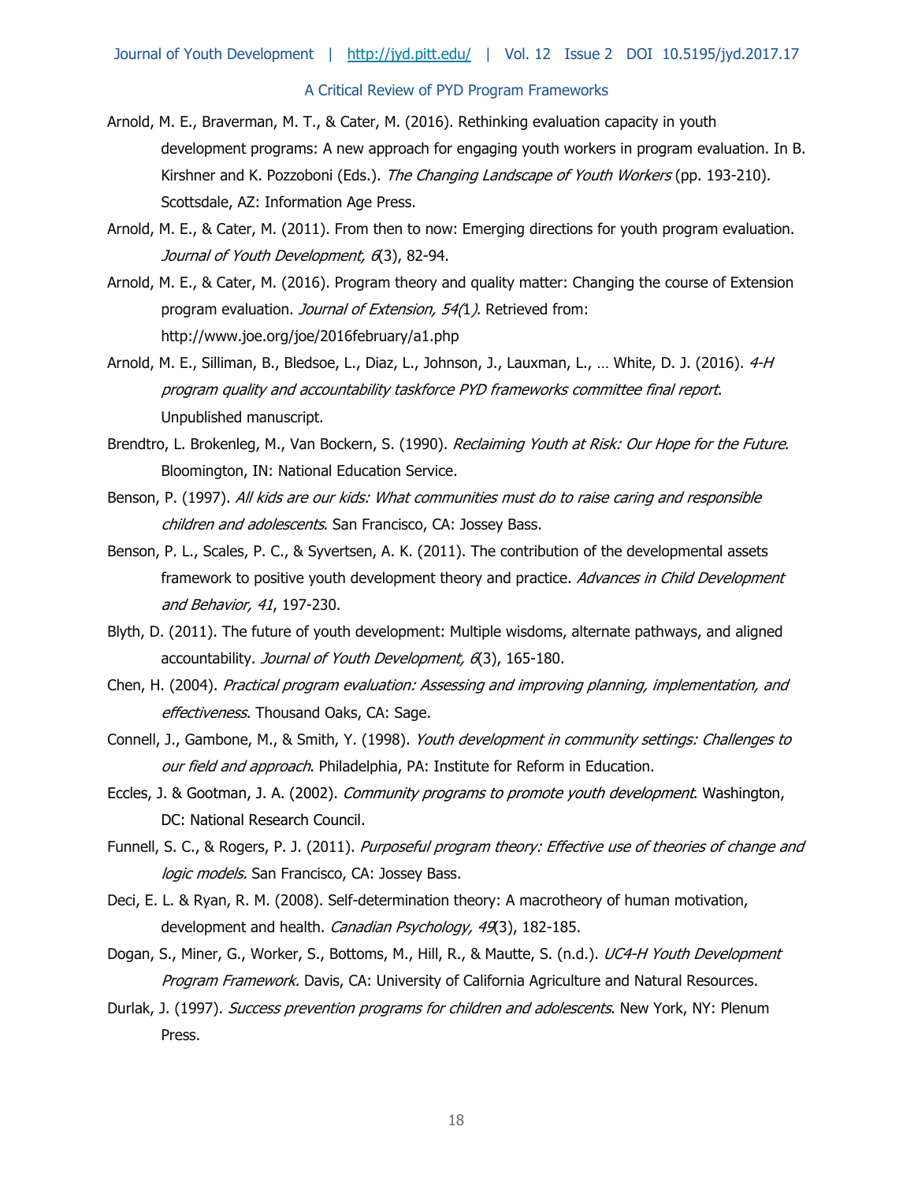Arnold, M. E., Braverman, M. T., & Cater, M. (2016). Rethinking evaluation capacity in youth development programs: A new approach for engaging youth workers in program evaluation. In B. Kirshner and K. Pozzoboni (Eds.). *The Changing Landscape of Youth Workers* (pp. 193-210). Scottsdale, AZ: Information Age Press.

Arnold, M. E., & Cater, M. (2011). From then to now: Emerging directions for youth program evaluation. *Journal of Youth Development, 6*(3), 82-94.

Arnold, M. E., & Cater, M. (2016). Program theory and quality matter: Changing the course of Extension program evaluation. *Journal of Extension, 54(1)*. Retrieved from: http://www.joe.org/joe/2016february/a1.php

Arnold, M. E., Silliman, B., Bledsoe, L., Diaz, L., Johnson, J., Lauxman, L., … White, D. J. (2016). *4-H program quality and accountability taskforce PYD frameworks committee final report*. Unpublished manuscript.

Brendtro, L. Brokenleg, M., Van Bockern, S. (1990). *Reclaiming Youth at Risk: Our Hope for the Future*. Bloomington, IN: National Education Service.

Benson, P. (1997). *All kids are our kids: What communities must do to raise caring and responsible children and adolescents*. San Francisco, CA: Jossey Bass.

Benson, P. L., Scales, P. C., & Syvertsen, A. K. (2011). The contribution of the developmental assets framework to positive youth development theory and practice. *Advances in Child Development and Behavior, 41*, 197-230.

Blyth, D. (2011). The future of youth development: Multiple wisdoms, alternate pathways, and aligned accountability. *Journal of Youth Development, 6*(3), 165-180.

Chen, H. (2004). *Practical program evaluation: Assessing and improving planning, implementation, and effectiveness*. Thousand Oaks, CA: Sage.

Connell, J., Gambone, M., & Smith, Y. (1998). *Youth development in community settings: Challenges to our field and approach*. Philadelphia, PA: Institute for Reform in Education.

Eccles, J. & Gootman, J. A. (2002). *Community programs to promote youth development*. Washington, DC: National Research Council.

Funnell, S. C., & Rogers, P. J. (2011). *Purposeful program theory: Effective use of theories of change and logic models.* San Francisco, CA: Jossey Bass.

Deci, E. L. & Ryan, R. M. (2008). Self-determination theory: A macrotheory of human motivation, development and health. *Canadian Psychology, 49*(3), 182-185.

Dogan, S., Miner, G., Worker, S., Bottoms, M., Hill, R., & Mautte, S. (n.d.). *UC4-H Youth Development Program Framework.* Davis, CA: University of California Agriculture and Natural Resources.

Durlak, J. (1997). *Success prevention programs for children and adolescents*. New York, NY: Plenum Press.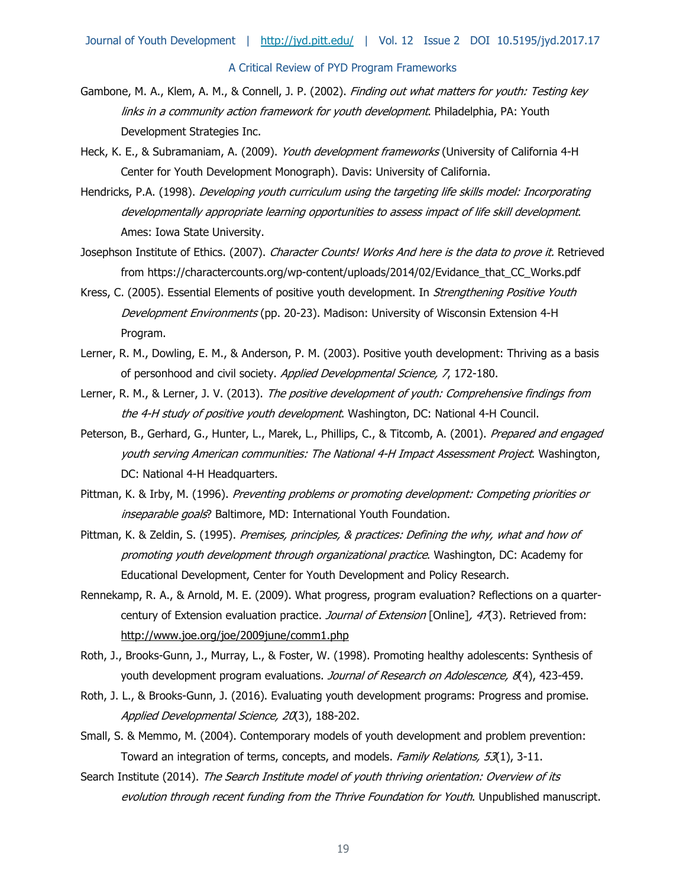Gambone, M. A., Klem, A. M., & Connell, J. P. (2002). *Finding out what matters for youth: Testing key links in a community action framework for youth development*. Philadelphia, PA: Youth Development Strategies Inc.

Heck, K. E., & Subramaniam, A. (2009). *Youth development frameworks* (University of California 4-H Center for Youth Development Monograph). Davis: University of California.

Hendricks, P.A. (1998). *Developing youth curriculum using the targeting life skills model: Incorporating developmentally appropriate learning opportunities to assess impact of life skill development*. Ames: Iowa State University.

Josephson Institute of Ethics. (2007). *Character Counts! Works And here is the data to prove it.* Retrieved from https://charactercounts.org/wp-content/uploads/2014/02/Evidance_that_CC_Works.pdf

Kress, C. (2005). Essential Elements of positive youth development. In *Strengthening Positive Youth Development Environments* (pp. 20-23). Madison: University of Wisconsin Extension 4-H Program.

Lerner, R. M., Dowling, E. M., & Anderson, P. M. (2003). Positive youth development: Thriving as a basis of personhood and civil society. *Applied Developmental Science, 7*, 172-180.

Lerner, R. M., & Lerner, J. V. (2013). *The positive development of youth: Comprehensive findings from the 4-H study of positive youth development*. Washington, DC: National 4-H Council.

Peterson, B., Gerhard, G., Hunter, L., Marek, L., Phillips, C., & Titcomb, A. (2001). *Prepared and engaged youth serving American communities: The National 4-H Impact Assessment Project*. Washington, DC: National 4-H Headquarters.

Pittman, K. & Irby, M. (1996). *Preventing problems or promoting development: Competing priorities or inseparable goals*? Baltimore, MD: International Youth Foundation.

Pittman, K. & Zeldin, S. (1995). *Premises, principles, & practices: Defining the why, what and how of promoting youth development through organizational practice*. Washington, DC: Academy for Educational Development, Center for Youth Development and Policy Research.

Rennekamp, R. A., & Arnold, M. E. (2009). What progress, program evaluation? Reflections on a quarter-century of Extension evaluation practice. *Journal of Extension* [Online]*, 47*(3). Retrieved from: http://www.joe.org/joe/2009june/comm1.php

Roth, J., Brooks-Gunn, J., Murray, L., & Foster, W. (1998). Promoting healthy adolescents: Synthesis of youth development program evaluations. *Journal of Research on Adolescence, 8*(4), 423-459.

Roth, J. L., & Brooks-Gunn, J. (2016). Evaluating youth development programs: Progress and promise. *Applied Developmental Science, 20*(3), 188-202.

Small, S. & Memmo, M. (2004). Contemporary models of youth development and problem prevention: Toward an integration of terms, concepts, and models. *Family Relations, 53*(1), 3-11.

Search Institute (2014). *The Search Institute model of youth thriving orientation: Overview of its evolution through recent funding from the Thrive Foundation for Youth*. Unpublished manuscript.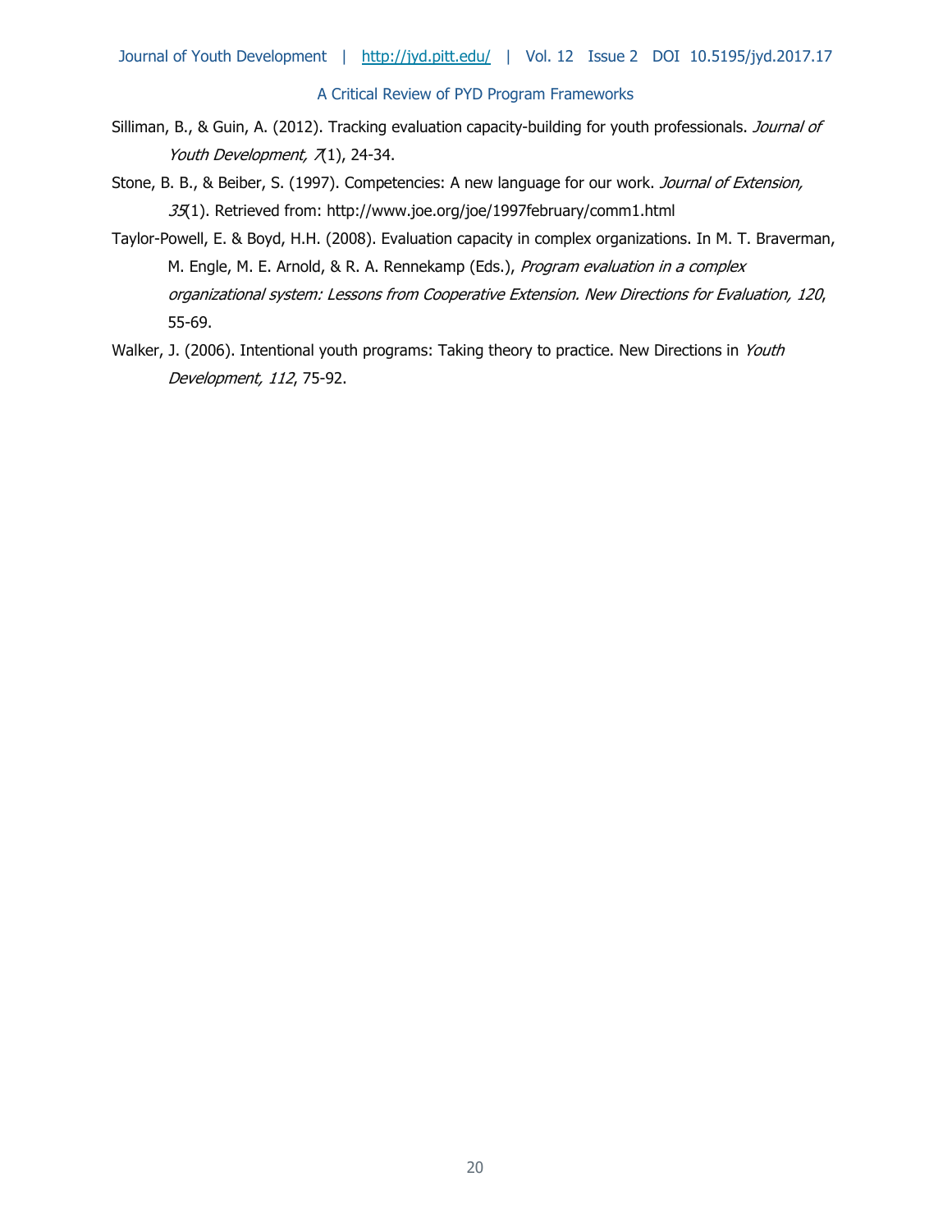Silliman, B., & Guin, A. (2012). Tracking evaluation capacity-building for youth professionals. *Journal of Youth Development, 7*(1), 24-34.

Stone, B. B., & Beiber, S. (1997). Competencies: A new language for our work. *Journal of Extension, 35*(1). Retrieved from: http://www.joe.org/joe/1997february/comm1.html

Taylor-Powell, E. & Boyd, H.H. (2008). Evaluation capacity in complex organizations. In M. T. Braverman, M. Engle, M. E. Arnold, & R. A. Rennekamp (Eds.), *Program evaluation in a complex organizational system: Lessons from Cooperative Extension. New Directions for Evaluation, 120*, 55-69.

Walker, J. (2006). Intentional youth programs: Taking theory to practice. New Directions in *Youth Development, 112*, 75-92.